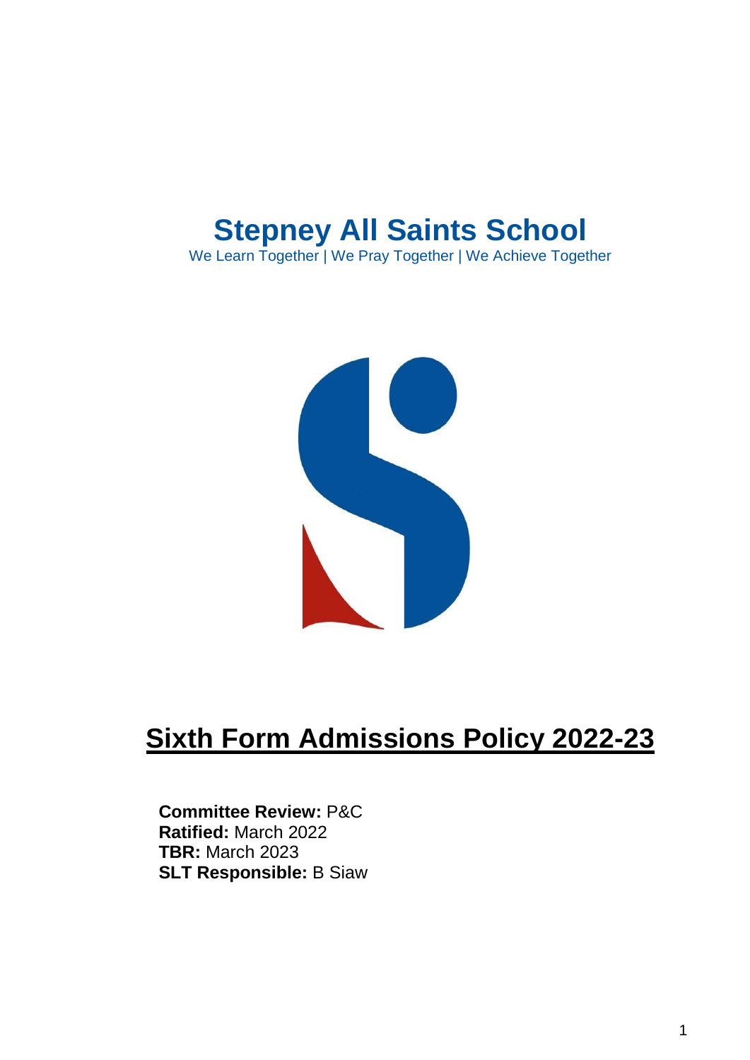# Stepney All Saints School

We Learn Together | We Pray Together | We Achieve Together

# Sixth Form Admissions Policy 2022-23

**Committee Review:** P&C
**Ratified:** March 2022
**TBR:** March 2023
**SLT Responsible:** B Siaw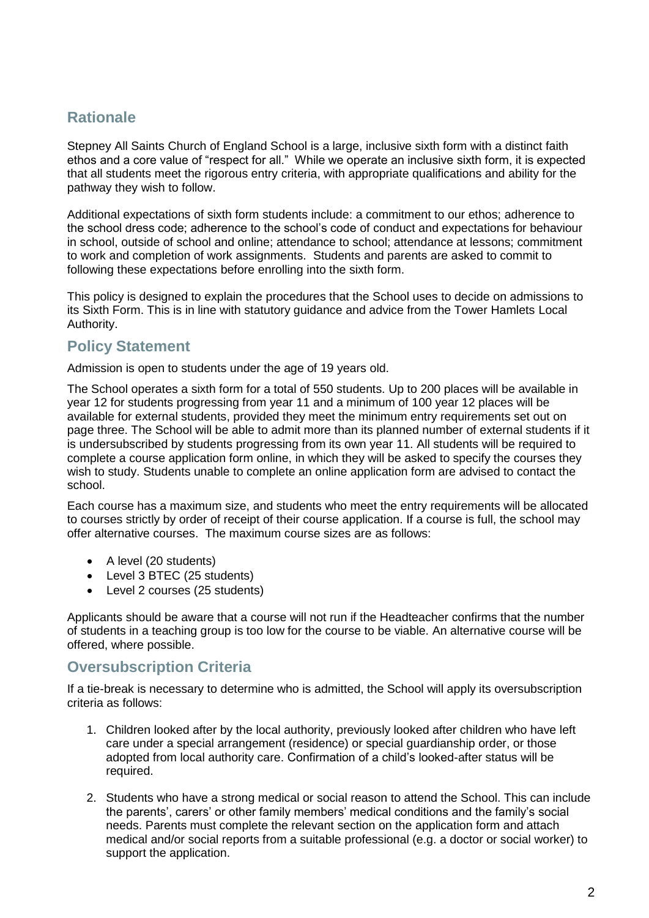## Rationale

Stepney All Saints Church of England School is a large, inclusive sixth form with a distinct faith ethos and a core value of "respect for all." While we operate an inclusive sixth form, it is expected that all students meet the rigorous entry criteria, with appropriate qualifications and ability for the pathway they wish to follow.

Additional expectations of sixth form students include: a commitment to our ethos; adherence to the school dress code; adherence to the school's code of conduct and expectations for behaviour in school, outside of school and online; attendance to school; attendance at lessons; commitment to work and completion of work assignments. Students and parents are asked to commit to following these expectations before enrolling into the sixth form.

This policy is designed to explain the procedures that the School uses to decide on admissions to its Sixth Form. This is in line with statutory guidance and advice from the Tower Hamlets Local Authority.

## Policy Statement

Admission is open to students under the age of 19 years old.

The School operates a sixth form for a total of 550 students. Up to 200 places will be available in year 12 for students progressing from year 11 and a minimum of 100 year 12 places will be available for external students, provided they meet the minimum entry requirements set out on page three. The School will be able to admit more than its planned number of external students if it is undersubscribed by students progressing from its own year 11. All students will be required to complete a course application form online, in which they will be asked to specify the courses they wish to study. Students unable to complete an online application form are advised to contact the school.

Each course has a maximum size, and students who meet the entry requirements will be allocated to courses strictly by order of receipt of their course application. If a course is full, the school may offer alternative courses. The maximum course sizes are as follows:

- A level (20 students)
- Level 3 BTEC (25 students)
- Level 2 courses (25 students)

Applicants should be aware that a course will not run if the Headteacher confirms that the number of students in a teaching group is too low for the course to be viable. An alternative course will be offered, where possible.

## Oversubscription Criteria

If a tie-break is necessary to determine who is admitted, the School will apply its oversubscription criteria as follows:

1. Children looked after by the local authority, previously looked after children who have left care under a special arrangement (residence) or special guardianship order, or those adopted from local authority care. Confirmation of a child's looked-after status will be required.
2. Students who have a strong medical or social reason to attend the School. This can include the parents', carers' or other family members' medical conditions and the family's social needs. Parents must complete the relevant section on the application form and attach medical and/or social reports from a suitable professional (e.g. a doctor or social worker) to support the application.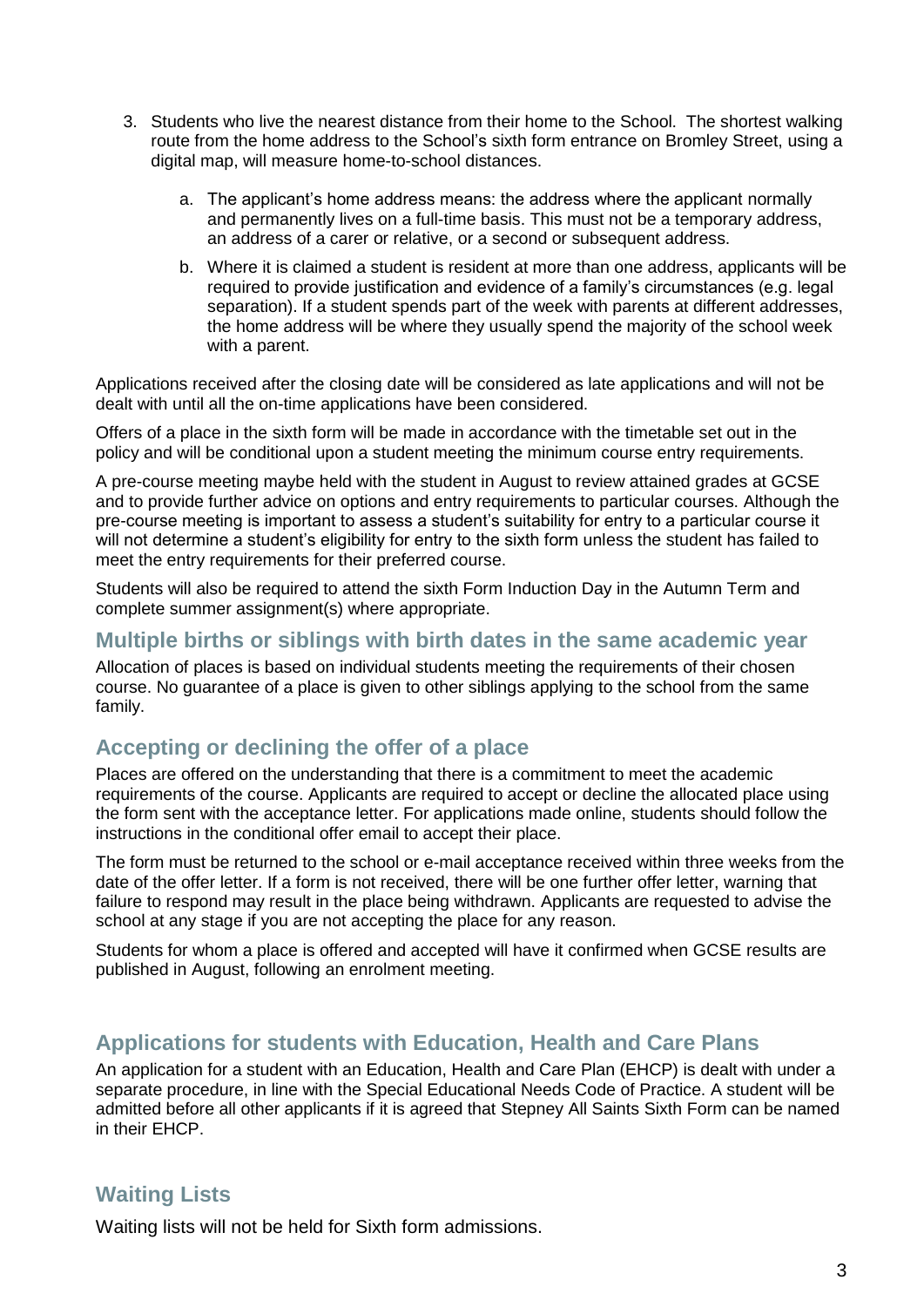3. Students who live the nearest distance from their home to the School. The shortest walking route from the home address to the School's sixth form entrance on Bromley Street, using a digital map, will measure home-to-school distances.

    a. The applicant's home address means: the address where the applicant normally and permanently lives on a full-time basis. This must not be a temporary address, an address of a carer or relative, or a second or subsequent address.

    b. Where it is claimed a student is resident at more than one address, applicants will be required to provide justification and evidence of a family's circumstances (e.g. legal separation). If a student spends part of the week with parents at different addresses, the home address will be where they usually spend the majority of the school week with a parent.

Applications received after the closing date will be considered as late applications and will not be dealt with until all the on-time applications have been considered.

Offers of a place in the sixth form will be made in accordance with the timetable set out in the policy and will be conditional upon a student meeting the minimum course entry requirements.

A pre-course meeting maybe held with the student in August to review attained grades at GCSE and to provide further advice on options and entry requirements to particular courses. Although the pre-course meeting is important to assess a student's suitability for entry to a particular course it will not determine a student's eligibility for entry to the sixth form unless the student has failed to meet the entry requirements for their preferred course.

Students will also be required to attend the sixth Form Induction Day in the Autumn Term and complete summer assignment(s) where appropriate.

## Multiple births or siblings with birth dates in the same academic year

Allocation of places is based on individual students meeting the requirements of their chosen course. No guarantee of a place is given to other siblings applying to the school from the same family.

## Accepting or declining the offer of a place

Places are offered on the understanding that there is a commitment to meet the academic requirements of the course. Applicants are required to accept or decline the allocated place using the form sent with the acceptance letter. For applications made online, students should follow the instructions in the conditional offer email to accept their place.

The form must be returned to the school or e-mail acceptance received within three weeks from the date of the offer letter. If a form is not received, there will be one further offer letter, warning that failure to respond may result in the place being withdrawn. Applicants are requested to advise the school at any stage if you are not accepting the place for any reason.

Students for whom a place is offered and accepted will have it confirmed when GCSE results are published in August, following an enrolment meeting.

## Applications for students with Education, Health and Care Plans

An application for a student with an Education, Health and Care Plan (EHCP) is dealt with under a separate procedure, in line with the Special Educational Needs Code of Practice. A student will be admitted before all other applicants if it is agreed that Stepney All Saints Sixth Form can be named in their EHCP.

## Waiting Lists

Waiting lists will not be held for Sixth form admissions.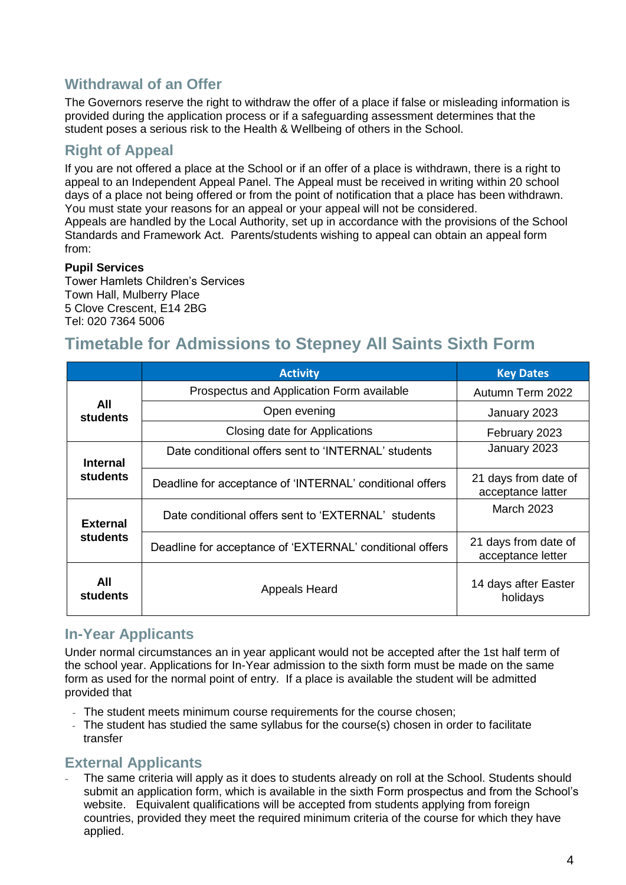## Withdrawal of an Offer

The Governors reserve the right to withdraw the offer of a place if false or misleading information is provided during the application process or if a safeguarding assessment determines that the student poses a serious risk to the Health & Wellbeing of others in the School.

## Right of Appeal

If you are not offered a place at the School or if an offer of a place is withdrawn, there is a right to appeal to an Independent Appeal Panel. The Appeal must be received in writing within 20 school days of a place not being offered or from the point of notification that a place has been withdrawn. You must state your reasons for an appeal or your appeal will not be considered.
Appeals are handled by the Local Authority, set up in accordance with the provisions of the School Standards and Framework Act. Parents/students wishing to appeal can obtain an appeal form from:

**Pupil Services**
Tower Hamlets Children's Services
Town Hall, Mulberry Place
5 Clove Crescent, E14 2BG
Tel: 020 7364 5006

## Timetable for Admissions to Stepney All Saints Sixth Form

| | Activity | Key Dates |
|---|---|---|
| **All students** | Prospectus and Application Form available | Autumn Term 2022 |
| | Open evening | January 2023 |
| | Closing date for Applications | February 2023 |
| **Internal students** | Date conditional offers sent to 'INTERNAL' students | January 2023 |
| | Deadline for acceptance of 'INTERNAL' conditional offers | 21 days from date of acceptance latter |
| **External students** | Date conditional offers sent to 'EXTERNAL' students | March 2023 |
| | Deadline for acceptance of 'EXTERNAL' conditional offers | 21 days from date of acceptance letter |
| **All students** | Appeals Heard | 14 days after Easter holidays |

## In-Year Applicants

Under normal circumstances an in year applicant would not be accepted after the 1st half term of the school year. Applications for In-Year admission to the sixth form must be made on the same form as used for the normal point of entry. If a place is available the student will be admitted provided that

- The student meets minimum course requirements for the course chosen;
- The student has studied the same syllabus for the course(s) chosen in order to facilitate transfer

## External Applicants

- The same criteria will apply as it does to students already on roll at the School. Students should submit an application form, which is available in the sixth Form prospectus and from the School's website. Equivalent qualifications will be accepted from students applying from foreign countries, provided they meet the required minimum criteria of the course for which they have applied.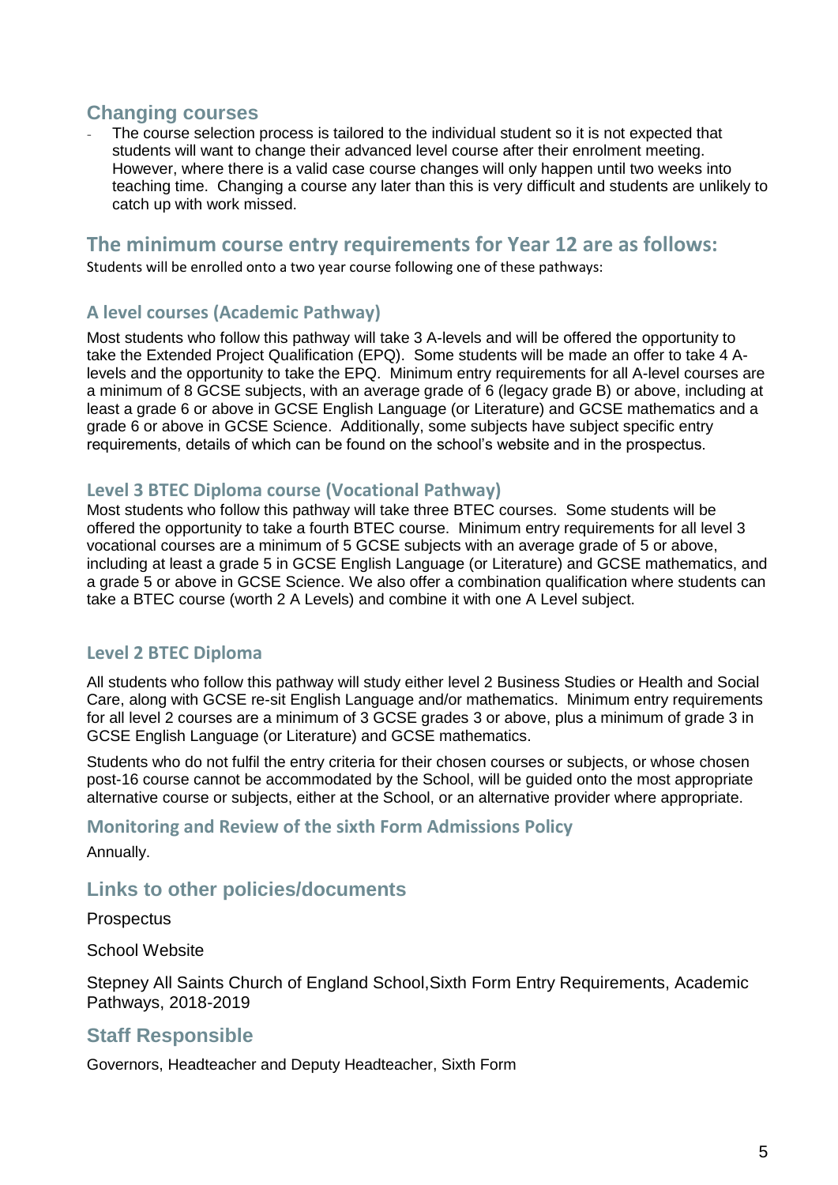## Changing courses

- The course selection process is tailored to the individual student so it is not expected that students will want to change their advanced level course after their enrolment meeting. However, where there is a valid case course changes will only happen until two weeks into teaching time. Changing a course any later than this is very difficult and students are unlikely to catch up with work missed.

## The minimum course entry requirements for Year 12 are as follows:

Students will be enrolled onto a two year course following one of these pathways:

### A level courses (Academic Pathway)

Most students who follow this pathway will take 3 A-levels and will be offered the opportunity to take the Extended Project Qualification (EPQ). Some students will be made an offer to take 4 A-levels and the opportunity to take the EPQ. Minimum entry requirements for all A-level courses are a minimum of 8 GCSE subjects, with an average grade of 6 (legacy grade B) or above, including at least a grade 6 or above in GCSE English Language (or Literature) and GCSE mathematics and a grade 6 or above in GCSE Science. Additionally, some subjects have subject specific entry requirements, details of which can be found on the school's website and in the prospectus.

### Level 3 BTEC Diploma course (Vocational Pathway)

Most students who follow this pathway will take three BTEC courses. Some students will be offered the opportunity to take a fourth BTEC course. Minimum entry requirements for all level 3 vocational courses are a minimum of 5 GCSE subjects with an average grade of 5 or above, including at least a grade 5 in GCSE English Language (or Literature) and GCSE mathematics, and a grade 5 or above in GCSE Science. We also offer a combination qualification where students can take a BTEC course (worth 2 A Levels) and combine it with one A Level subject.

### Level 2 BTEC Diploma

All students who follow this pathway will study either level 2 Business Studies or Health and Social Care, along with GCSE re-sit English Language and/or mathematics. Minimum entry requirements for all level 2 courses are a minimum of 3 GCSE grades 3 or above, plus a minimum of grade 3 in GCSE English Language (or Literature) and GCSE mathematics.

Students who do not fulfil the entry criteria for their chosen courses or subjects, or whose chosen post-16 course cannot be accommodated by the School, will be guided onto the most appropriate alternative course or subjects, either at the School, or an alternative provider where appropriate.

### Monitoring and Review of the sixth Form Admissions Policy

Annually.

## Links to other policies/documents

Prospectus

School Website

Stepney All Saints Church of England School,Sixth Form Entry Requirements, Academic Pathways, 2018-2019

## Staff Responsible

Governors, Headteacher and Deputy Headteacher, Sixth Form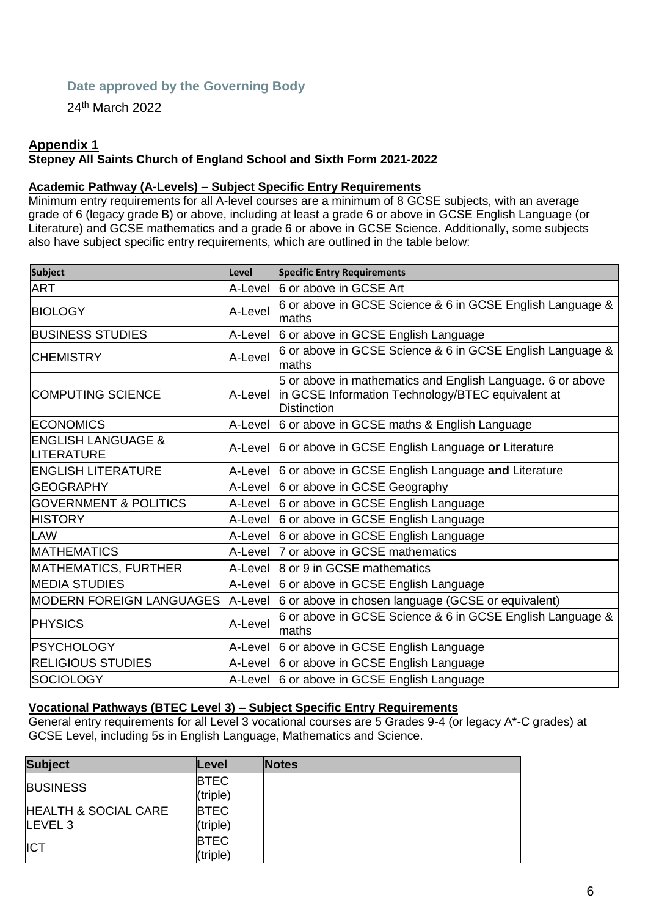### Date approved by the Governing Body

24th March 2022

## Appendix 1

**Stepney All Saints Church of England School and Sixth Form 2021-2022**

### Academic Pathway (A-Levels) – Subject Specific Entry Requirements

Minimum entry requirements for all A-level courses are a minimum of 8 GCSE subjects, with an average grade of 6 (legacy grade B) or above, including at least a grade 6 or above in GCSE English Language (or Literature) and GCSE mathematics and a grade 6 or above in GCSE Science. Additionally, some subjects also have subject specific entry requirements, which are outlined in the table below:

| Subject | Level | Specific Entry Requirements |
|---|---|---|
| ART | A-Level | 6 or above in GCSE Art |
| BIOLOGY | A-Level | 6 or above in GCSE Science & 6 in GCSE English Language & maths |
| BUSINESS STUDIES | A-Level | 6 or above in GCSE English Language |
| CHEMISTRY | A-Level | 6 or above in GCSE Science & 6 in GCSE English Language & maths |
| COMPUTING SCIENCE | A-Level | 5 or above in mathematics and English Language. 6 or above in GCSE Information Technology/BTEC equivalent at Distinction |
| ECONOMICS | A-Level | 6 or above in GCSE maths & English Language |
| ENGLISH LANGUAGE & LITERATURE | A-Level | 6 or above in GCSE English Language **or** Literature |
| ENGLISH LITERATURE | A-Level | 6 or above in GCSE English Language **and** Literature |
| GEOGRAPHY | A-Level | 6 or above in GCSE Geography |
| GOVERNMENT & POLITICS | A-Level | 6 or above in GCSE English Language |
| HISTORY | A-Level | 6 or above in GCSE English Language |
| LAW | A-Level | 6 or above in GCSE English Language |
| MATHEMATICS | A-Level | 7 or above in GCSE mathematics |
| MATHEMATICS, FURTHER | A-Level | 8 or 9 in GCSE mathematics |
| MEDIA STUDIES | A-Level | 6 or above in GCSE English Language |
| MODERN FOREIGN LANGUAGES | A-Level | 6 or above in chosen language (GCSE or equivalent) |
| PHYSICS | A-Level | 6 or above in GCSE Science & 6 in GCSE English Language & maths |
| PSYCHOLOGY | A-Level | 6 or above in GCSE English Language |
| RELIGIOUS STUDIES | A-Level | 6 or above in GCSE English Language |
| SOCIOLOGY | A-Level | 6 or above in GCSE English Language |

### Vocational Pathways (BTEC Level 3) – Subject Specific Entry Requirements

General entry requirements for all Level 3 vocational courses are 5 Grades 9-4 (or legacy A*-C grades) at GCSE Level, including 5s in English Language, Mathematics and Science.

| Subject | Level | Notes |
|---|---|---|
| BUSINESS | BTEC (triple) | |
| HEALTH & SOCIAL CARE LEVEL 3 | BTEC (triple) | |
| ICT | BTEC (triple) | |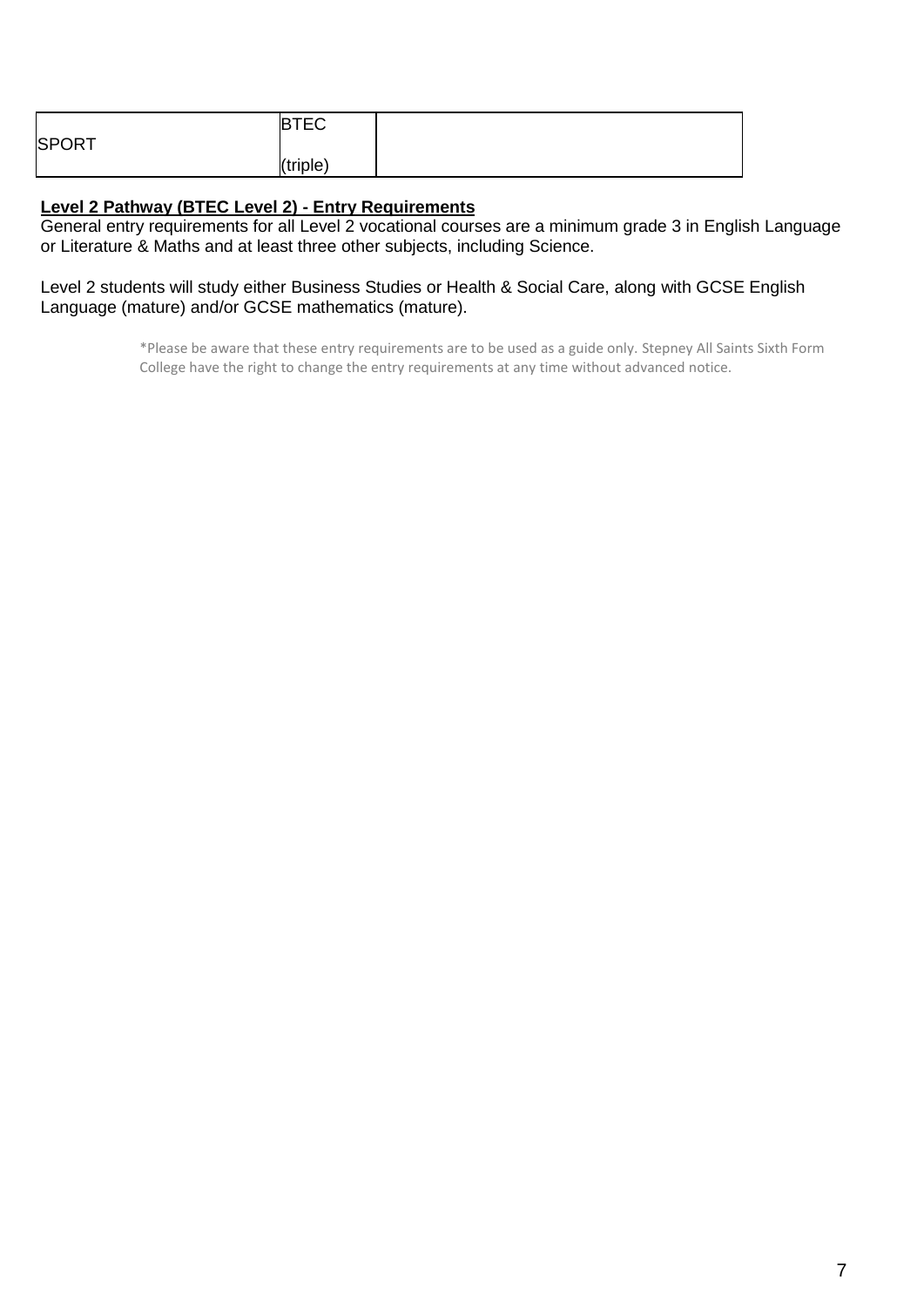| | | |
|---|---|---|
| SPORT | BTEC (triple) | |

**Level 2 Pathway (BTEC Level 2) - Entry Requirements**

General entry requirements for all Level 2 vocational courses are a minimum grade 3 in English Language or Literature & Maths and at least three other subjects, including Science.

Level 2 students will study either Business Studies or Health & Social Care, along with GCSE English Language (mature) and/or GCSE mathematics (mature).

*Please be aware that these entry requirements are to be used as a guide only. Stepney All Saints Sixth Form College have the right to change the entry requirements at any time without advanced notice.